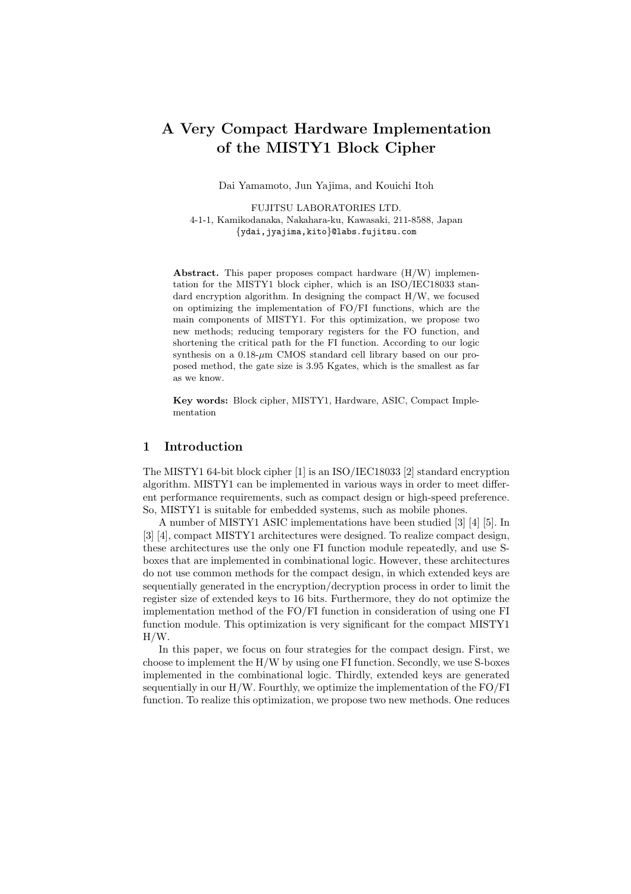# A Very Compact Hardware Implementation of the MISTY1 Block Cipher

Dai Yamamoto, Jun Yajima, and Kouichi Itoh

FUJITSU LABORATORIES LTD.
4-1-1, Kamikodanaka, Nakahara-ku, Kawasaki, 211-8588, Japan
{ydai,jyajima,kito}@labs.fujitsu.com

**Abstract.** This paper proposes compact hardware (H/W) implementation for the MISTY1 block cipher, which is an ISO/IEC18033 standard encryption algorithm. In designing the compact H/W, we focused on optimizing the implementation of FO/FI functions, which are the main components of MISTY1. For this optimization, we propose two new methods; reducing temporary registers for the FO function, and shortening the critical path for the FI function. According to our logic synthesis on a 0.18-$\mu$m CMOS standard cell library based on our proposed method, the gate size is 3.95 Kgates, which is the smallest as far as we know.

**Key words:** Block cipher, MISTY1, Hardware, ASIC, Compact Implementation

## 1 Introduction

The MISTY1 64-bit block cipher [1] is an ISO/IEC18033 [2] standard encryption algorithm. MISTY1 can be implemented in various ways in order to meet different performance requirements, such as compact design or high-speed preference. So, MISTY1 is suitable for embedded systems, such as mobile phones.

A number of MISTY1 ASIC implementations have been studied [3] [4] [5]. In [3] [4], compact MISTY1 architectures were designed. To realize compact design, these architectures use the only one FI function module repeatedly, and use S-boxes that are implemented in combinational logic. However, these architectures do not use common methods for the compact design, in which extended keys are sequentially generated in the encryption/decryption process in order to limit the register size of extended keys to 16 bits. Furthermore, they do not optimize the implementation method of the FO/FI function in consideration of using one FI function module. This optimization is very significant for the compact MISTY1 H/W.

In this paper, we focus on four strategies for the compact design. First, we choose to implement the H/W by using one FI function. Secondly, we use S-boxes implemented in the combinational logic. Thirdly, extended keys are generated sequentially in our H/W. Fourthly, we optimize the implementation of the FO/FI function. To realize this optimization, we propose two new methods. One reduces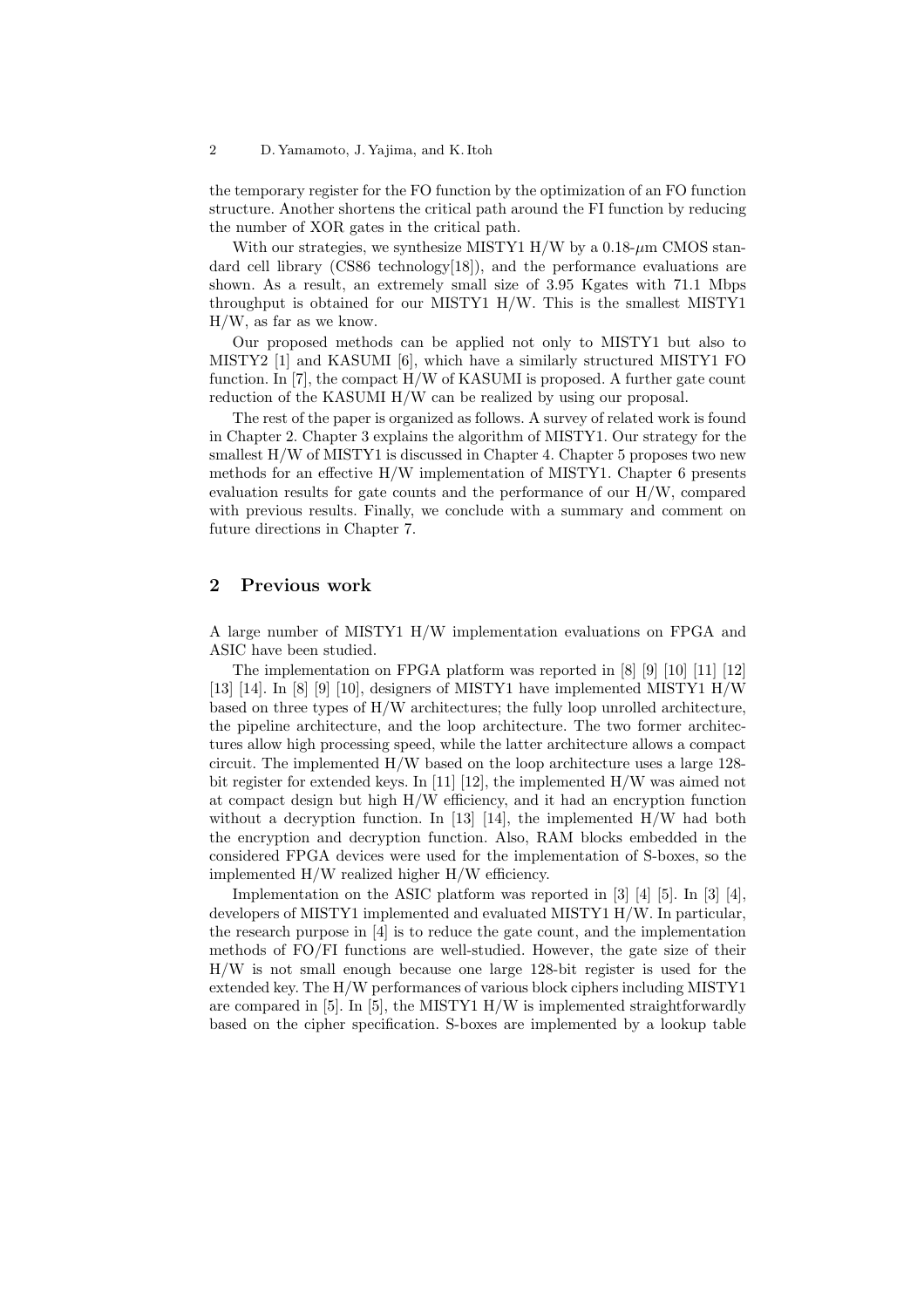the temporary register for the FO function by the optimization of an FO function structure. Another shortens the critical path around the FI function by reducing the number of XOR gates in the critical path.

With our strategies, we synthesize MISTY1 H/W by a 0.18-$\mu$m CMOS standard cell library (CS86 technology[18]), and the performance evaluations are shown. As a result, an extremely small size of 3.95 Kgates with 71.1 Mbps throughput is obtained for our MISTY1 H/W. This is the smallest MISTY1 H/W, as far as we know.

Our proposed methods can be applied not only to MISTY1 but also to MISTY2 [1] and KASUMI [6], which have a similarly structured MISTY1 FO function. In [7], the compact H/W of KASUMI is proposed. A further gate count reduction of the KASUMI H/W can be realized by using our proposal.

The rest of the paper is organized as follows. A survey of related work is found in Chapter 2. Chapter 3 explains the algorithm of MISTY1. Our strategy for the smallest H/W of MISTY1 is discussed in Chapter 4. Chapter 5 proposes two new methods for an effective H/W implementation of MISTY1. Chapter 6 presents evaluation results for gate counts and the performance of our H/W, compared with previous results. Finally, we conclude with a summary and comment on future directions in Chapter 7.

## 2 Previous work

A large number of MISTY1 H/W implementation evaluations on FPGA and ASIC have been studied.

The implementation on FPGA platform was reported in [8] [9] [10] [11] [12] [13] [14]. In [8] [9] [10], designers of MISTY1 have implemented MISTY1 H/W based on three types of H/W architectures; the fully loop unrolled architecture, the pipeline architecture, and the loop architecture. The two former architectures allow high processing speed, while the latter architecture allows a compact circuit. The implemented H/W based on the loop architecture uses a large 128-bit register for extended keys. In [11] [12], the implemented H/W was aimed not at compact design but high H/W efficiency, and it had an encryption function without a decryption function. In [13] [14], the implemented H/W had both the encryption and decryption function. Also, RAM blocks embedded in the considered FPGA devices were used for the implementation of S-boxes, so the implemented H/W realized higher H/W efficiency.

Implementation on the ASIC platform was reported in [3] [4] [5]. In [3] [4], developers of MISTY1 implemented and evaluated MISTY1 H/W. In particular, the research purpose in [4] is to reduce the gate count, and the implementation methods of FO/FI functions are well-studied. However, the gate size of their H/W is not small enough because one large 128-bit register is used for the extended key. The H/W performances of various block ciphers including MISTY1 are compared in [5]. In [5], the MISTY1 H/W is implemented straightforwardly based on the cipher specification. S-boxes are implemented by a lookup table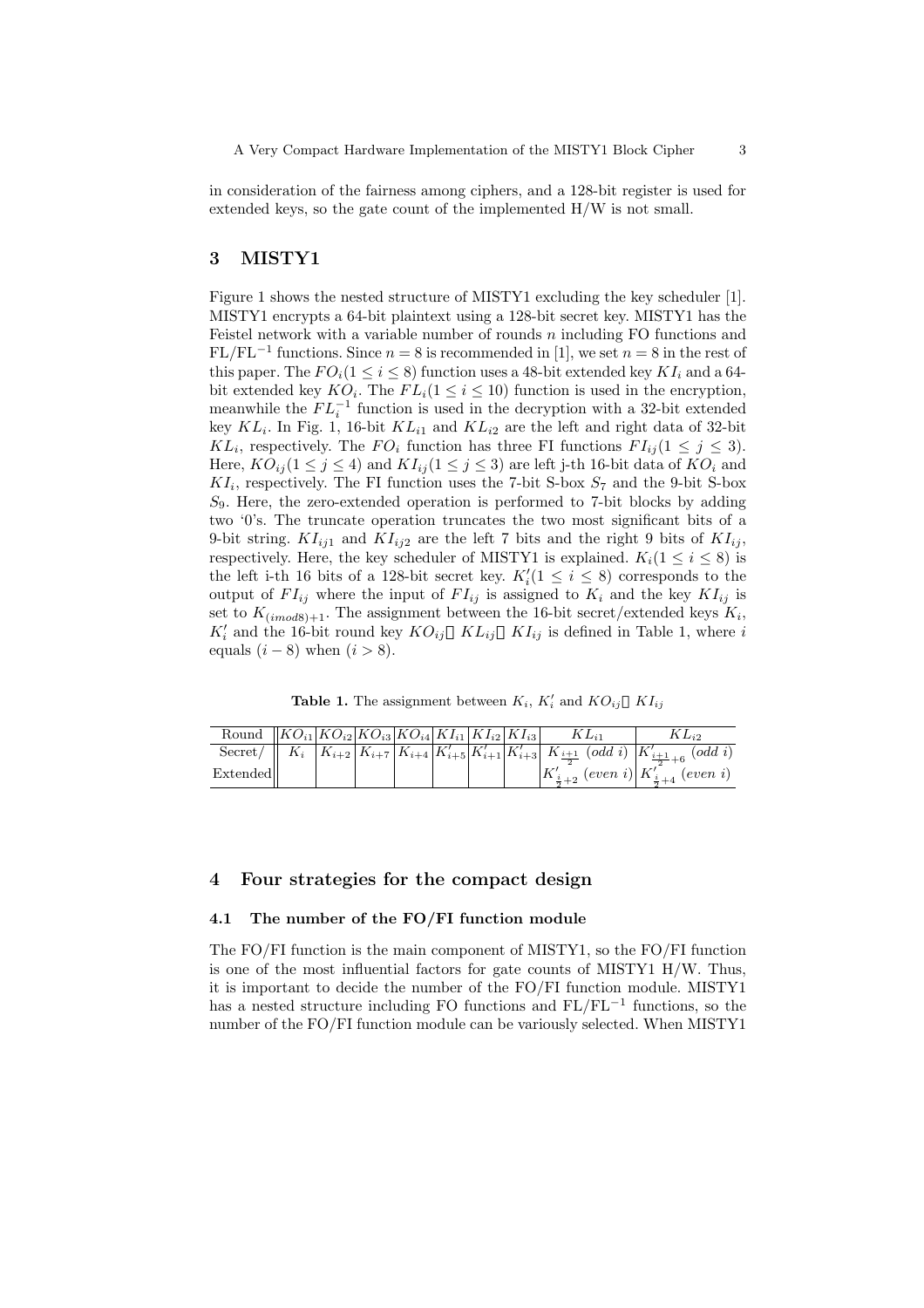in consideration of the fairness among ciphers, and a 128-bit register is used for extended keys, so the gate count of the implemented H/W is not small.

## 3 MISTY1

Figure 1 shows the nested structure of MISTY1 excluding the key scheduler [1]. MISTY1 encrypts a 64-bit plaintext using a 128-bit secret key. MISTY1 has the Feistel network with a variable number of rounds $n$ including FO functions and FL/FL$^{-1}$ functions. Since $n = 8$ is recommended in [1], we set $n = 8$ in the rest of this paper. The $FO_i(1 \leq i \leq 8)$ function uses a 48-bit extended key $KI_i$ and a 64-bit extended key $KO_i$. The $FL_i(1 \leq i \leq 10)$ function is used in the encryption, meanwhile the $FL_i^{-1}$ function is used in the decryption with a 32-bit extended key $KL_i$. In Fig. 1, 16-bit $KL_{i1}$ and $KL_{i2}$ are the left and right data of 32-bit $KL_i$, respectively. The $FO_i$ function has three FI functions $FI_{ij}(1 \leq j \leq 3)$. Here, $KO_{ij}(1 \leq j \leq 4)$ and $KI_{ij}(1 \leq j \leq 3)$ are left j-th 16-bit data of $KO_i$ and $KI_i$, respectively. The FI function uses the 7-bit S-box $S_7$ and the 9-bit S-box $S_9$. Here, the zero-extended operation is performed to 7-bit blocks by adding two '0's. The truncate operation truncates the two most significant bits of a 9-bit string. $KI_{ij1}$ and $KI_{ij2}$ are the left 7 bits and the right 9 bits of $KI_{ij}$, respectively. Here, the key scheduler of MISTY1 is explained. $K_i(1 \leq i \leq 8)$ is the left i-th 16 bits of a 128-bit secret key. $K'_i(1 \leq i \leq 8)$ corresponds to the output of $FI_{ij}$ where the input of $FI_{ij}$ is assigned to $K_i$ and the key $KI_{ij}$ is set to $K_{(i mod 8)+1}$. The assignment between the 16-bit secret/extended keys $K_i$, $K'_i$ and the 16-bit round key $KO_{ij}$, $KL_{ij}$, $KI_{ij}$ is defined in Table 1, where $i$ equals $(i-8)$ when $(i > 8)$.

**Table 1.** The assignment between $K_i$, $K'_i$ and $KO_{ij}$, $KI_{ij}$

| Round | $KO_{i1}$ | $KO_{i2}$ | $KO_{i3}$ | $KO_{i4}$ | $KI_{i1}$ | $KI_{i2}$ | $KI_{i3}$ | $KL_{i1}$ | $KL_{i2}$ |
|---|---|---|---|---|---|---|---|---|---|
| Secret/ Extended | $K_i$ | $K_{i+2}$ | $K_{i+7}$ | $K_{i+4}$ | $K'_{i+5}$ | $K'_{i+1}$ | $K'_{i+3}$ | $K_{\frac{i+1}{2}}$ $(odd\ i)$ $K'_{\frac{i}{2}+2}$ $(even\ i)$ | $K'_{\frac{i+1}{2}+6}$ $(odd\ i)$ $K'_{\frac{i}{2}+4}$ $(even\ i)$ |

## 4 Four strategies for the compact design

### 4.1 The number of the FO/FI function module

The FO/FI function is the main component of MISTY1, so the FO/FI function is one of the most influential factors for gate counts of MISTY1 H/W. Thus, it is important to decide the number of the FO/FI function module. MISTY1 has a nested structure including FO functions and FL/FL$^{-1}$ functions, so the number of the FO/FI function module can be variously selected. When MISTY1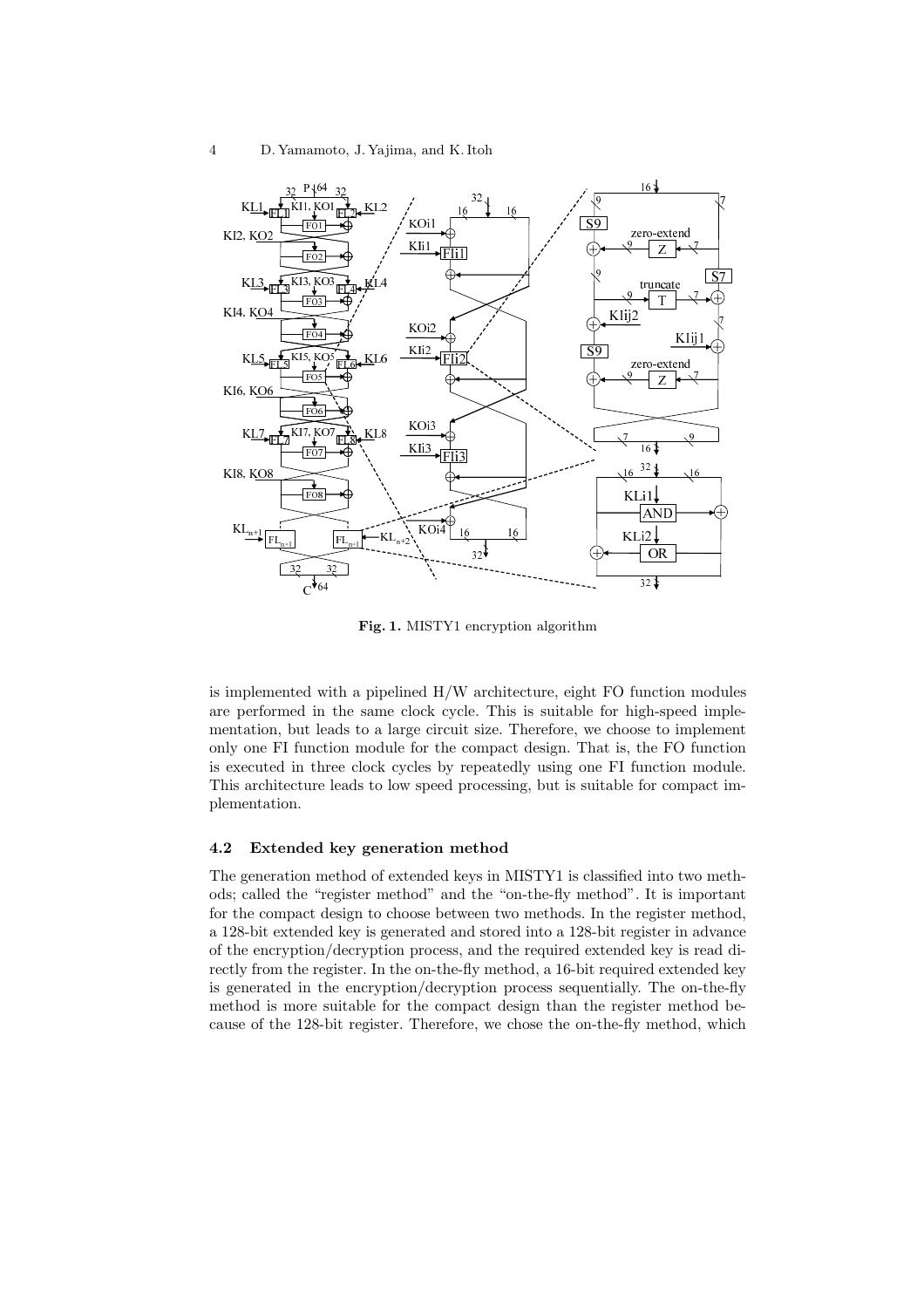**Fig. 1.** MISTY1 encryption algorithm

is implemented with a pipelined H/W architecture, eight FO function modules are performed in the same clock cycle. This is suitable for high-speed implementation, but leads to a large circuit size. Therefore, we choose to implement only one FI function module for the compact design. That is, the FO function is executed in three clock cycles by repeatedly using one FI function module. This architecture leads to low speed processing, but is suitable for compact implementation.

### 4.2 Extended key generation method

The generation method of extended keys in MISTY1 is classified into two methods; called the "register method" and the "on-the-fly method". It is important for the compact design to choose between two methods. In the register method, a 128-bit extended key is generated and stored into a 128-bit register in advance of the encryption/decryption process, and the required extended key is read directly from the register. In the on-the-fly method, a 16-bit required extended key is generated in the encryption/decryption process sequentially. The on-the-fly method is more suitable for the compact design than the register method because of the 128-bit register. Therefore, we chose the on-the-fly method, which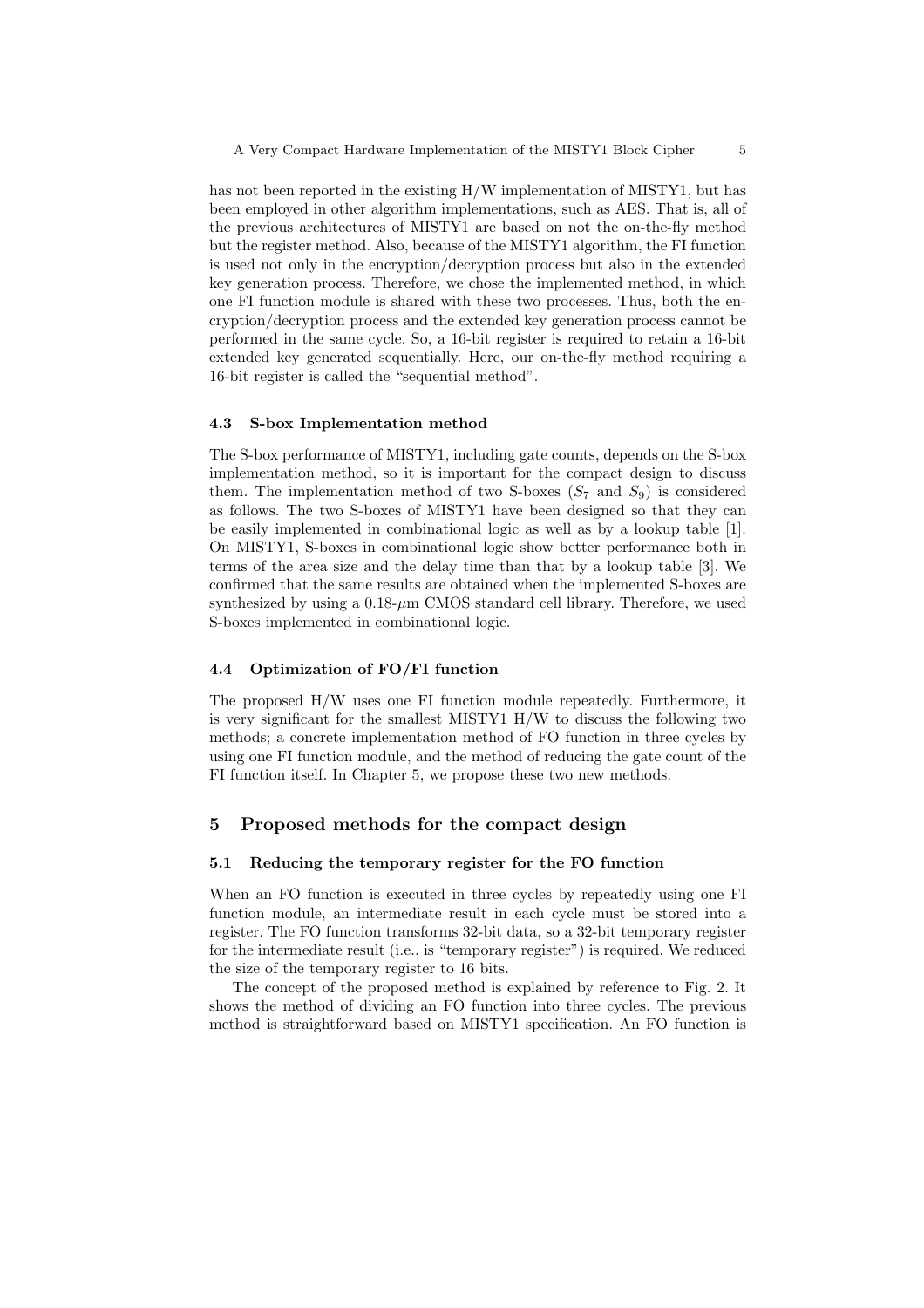has not been reported in the existing H/W implementation of MISTY1, but has been employed in other algorithm implementations, such as AES. That is, all of the previous architectures of MISTY1 are based on not the on-the-fly method but the register method. Also, because of the MISTY1 algorithm, the FI function is used not only in the encryption/decryption process but also in the extended key generation process. Therefore, we chose the implemented method, in which one FI function module is shared with these two processes. Thus, both the encryption/decryption process and the extended key generation process cannot be performed in the same cycle. So, a 16-bit register is required to retain a 16-bit extended key generated sequentially. Here, our on-the-fly method requiring a 16-bit register is called the "sequential method".

### 4.3 S-box Implementation method

The S-box performance of MISTY1, including gate counts, depends on the S-box implementation method, so it is important for the compact design to discuss them. The implementation method of two S-boxes ($S_7$ and $S_9$) is considered as follows. The two S-boxes of MISTY1 have been designed so that they can be easily implemented in combinational logic as well as by a lookup table [1]. On MISTY1, S-boxes in combinational logic show better performance both in terms of the area size and the delay time than that by a lookup table [3]. We confirmed that the same results are obtained when the implemented S-boxes are synthesized by using a 0.18-$\mu$m CMOS standard cell library. Therefore, we used S-boxes implemented in combinational logic.

### 4.4 Optimization of FO/FI function

The proposed H/W uses one FI function module repeatedly. Furthermore, it is very significant for the smallest MISTY1 H/W to discuss the following two methods; a concrete implementation method of FO function in three cycles by using one FI function module, and the method of reducing the gate count of the FI function itself. In Chapter 5, we propose these two new methods.

## 5 Proposed methods for the compact design

### 5.1 Reducing the temporary register for the FO function

When an FO function is executed in three cycles by repeatedly using one FI function module, an intermediate result in each cycle must be stored into a register. The FO function transforms 32-bit data, so a 32-bit temporary register for the intermediate result (i.e., is "temporary register") is required. We reduced the size of the temporary register to 16 bits.

The concept of the proposed method is explained by reference to Fig. 2. It shows the method of dividing an FO function into three cycles. The previous method is straightforward based on MISTY1 specification. An FO function is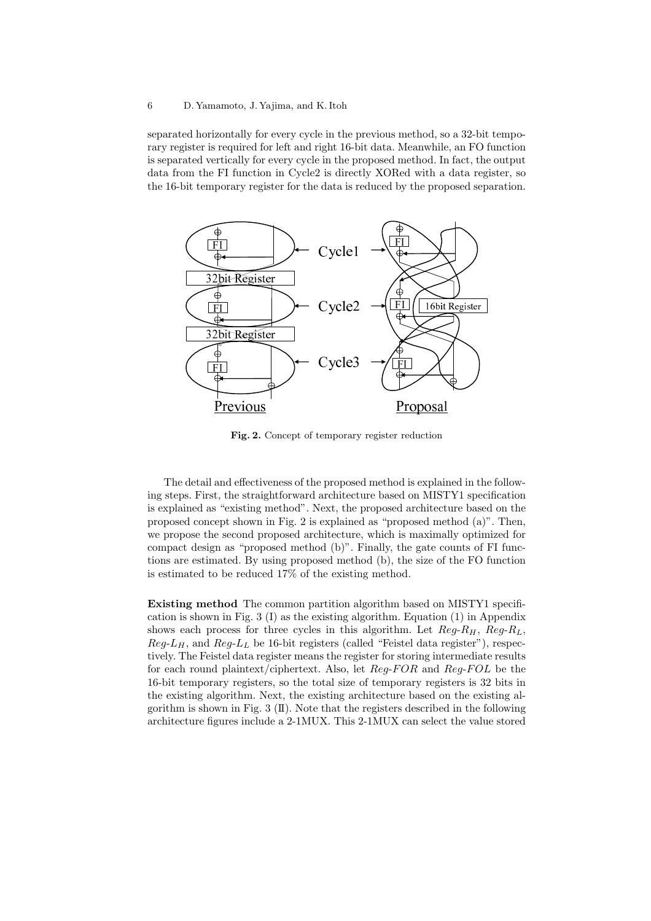separated horizontally for every cycle in the previous method, so a 32-bit temporary register is required for left and right 16-bit data. Meanwhile, an FO function is separated vertically for every cycle in the proposed method. In fact, the output data from the FI function in Cycle2 is directly XORed with a data register, so the 16-bit temporary register for the data is reduced by the proposed separation.

**Fig. 2.** Concept of temporary register reduction

The detail and effectiveness of the proposed method is explained in the following steps. First, the straightforward architecture based on MISTY1 specification is explained as "existing method". Next, the proposed architecture based on the proposed concept shown in Fig. 2 is explained as "proposed method (a)". Then, we propose the second proposed architecture, which is maximally optimized for compact design as "proposed method (b)". Finally, the gate counts of FI functions are estimated. By using proposed method (b), the size of the FO function is estimated to be reduced 17% of the existing method.

**Existing method** The common partition algorithm based on MISTY1 specification is shown in Fig. 3 (I) as the existing algorithm. Equation (1) in Appendix shows each process for three cycles in this algorithm. Let $Reg\text{-}R_H$, $Reg\text{-}R_L$, $Reg\text{-}L_H$, and $Reg\text{-}L_L$ be 16-bit registers (called "Feistel data register"), respectively. The Feistel data register means the register for storing intermediate results for each round plaintext/ciphertext. Also, let $Reg\text{-}FOR$ and $Reg\text{-}FOL$ be the 16-bit temporary registers, so the total size of temporary registers is 32 bits in the existing algorithm. Next, the existing architecture based on the existing algorithm is shown in Fig. 3 (II). Note that the registers described in the following architecture figures include a 2-1MUX. This 2-1MUX can select the value stored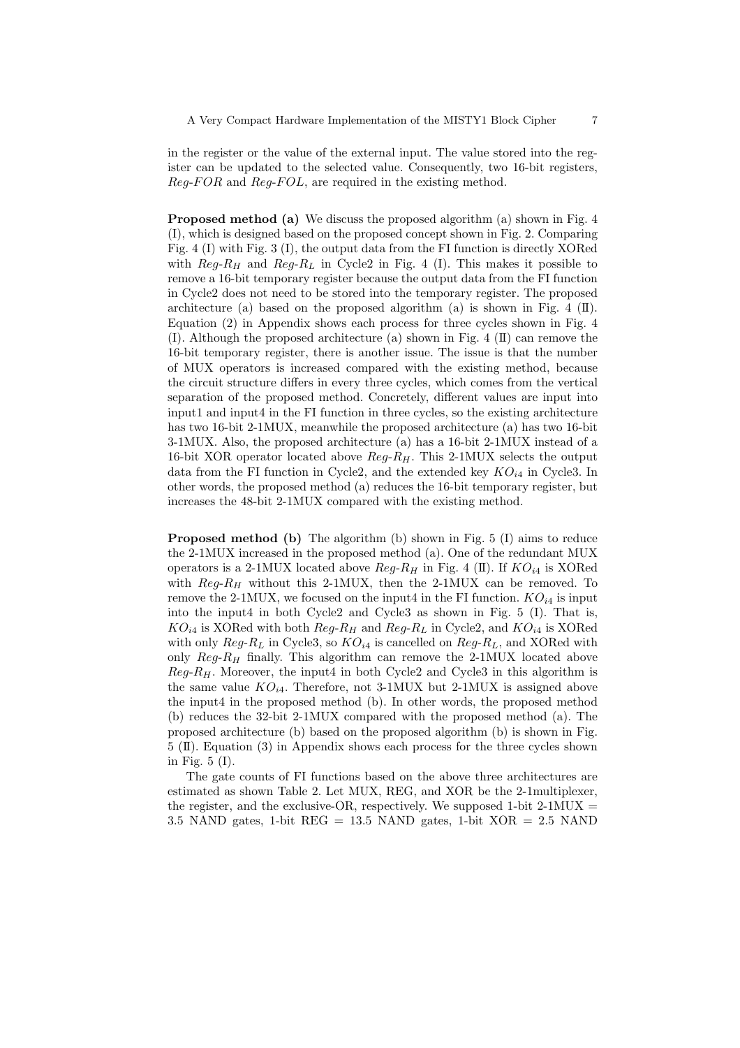in the register or the value of the external input. The value stored into the register can be updated to the selected value. Consequently, two 16-bit registers, $Reg\text{-}FOR$ and $Reg\text{-}FOL$, are required in the existing method.

**Proposed method (a)** We discuss the proposed algorithm (a) shown in Fig. 4 (I), which is designed based on the proposed concept shown in Fig. 2. Comparing Fig. 4 (I) with Fig. 3 (I), the output data from the FI function is directly XORed with $Reg\text{-}R_H$ and $Reg\text{-}R_L$ in Cycle2 in Fig. 4 (I). This makes it possible to remove a 16-bit temporary register because the output data from the FI function in Cycle2 does not need to be stored into the temporary register. The proposed architecture (a) based on the proposed algorithm (a) is shown in Fig. 4 (II). Equation (2) in Appendix shows each process for three cycles shown in Fig. 4 (I). Although the proposed architecture (a) shown in Fig. 4 (II) can remove the 16-bit temporary register, there is another issue. The issue is that the number of MUX operators is increased compared with the existing method, because the circuit structure differs in every three cycles, which comes from the vertical separation of the proposed method. Concretely, different values are input into input1 and input4 in the FI function in three cycles, so the existing architecture has two 16-bit 2-1MUX, meanwhile the proposed architecture (a) has two 16-bit 3-1MUX. Also, the proposed architecture (a) has a 16-bit 2-1MUX instead of a 16-bit XOR operator located above $Reg\text{-}R_H$. This 2-1MUX selects the output data from the FI function in Cycle2, and the extended key $KO_{i4}$ in Cycle3. In other words, the proposed method (a) reduces the 16-bit temporary register, but increases the 48-bit 2-1MUX compared with the existing method.

**Proposed method (b)** The algorithm (b) shown in Fig. 5 (I) aims to reduce the 2-1MUX increased in the proposed method (a). One of the redundant MUX operators is a 2-1MUX located above $Reg\text{-}R_H$ in Fig. 4 (II). If $KO_{i4}$ is XORed with $Reg\text{-}R_H$ without this 2-1MUX, then the 2-1MUX can be removed. To remove the 2-1MUX, we focused on the input4 in the FI function. $KO_{i4}$ is input into the input4 in both Cycle2 and Cycle3 as shown in Fig. 5 (I). That is, $KO_{i4}$ is XORed with both $Reg\text{-}R_H$ and $Reg\text{-}R_L$ in Cycle2, and $KO_{i4}$ is XORed with only $Reg\text{-}R_L$ in Cycle3, so $KO_{i4}$ is cancelled on $Reg\text{-}R_L$, and XORed with only $Reg\text{-}R_H$ finally. This algorithm can remove the 2-1MUX located above $Reg\text{-}R_H$. Moreover, the input4 in both Cycle2 and Cycle3 in this algorithm is the same value $KO_{i4}$. Therefore, not 3-1MUX but 2-1MUX is assigned above the input4 in the proposed method (b). In other words, the proposed method (b) reduces the 32-bit 2-1MUX compared with the proposed method (a). The proposed architecture (b) based on the proposed algorithm (b) is shown in Fig. 5 (II). Equation (3) in Appendix shows each process for the three cycles shown in Fig. 5 (I).

The gate counts of FI functions based on the above three architectures are estimated as shown Table 2. Let MUX, REG, and XOR be the 2-1multiplexer, the register, and the exclusive-OR, respectively. We supposed 1-bit 2-1MUX = 3.5 NAND gates, 1-bit REG = 13.5 NAND gates, 1-bit XOR = 2.5 NAND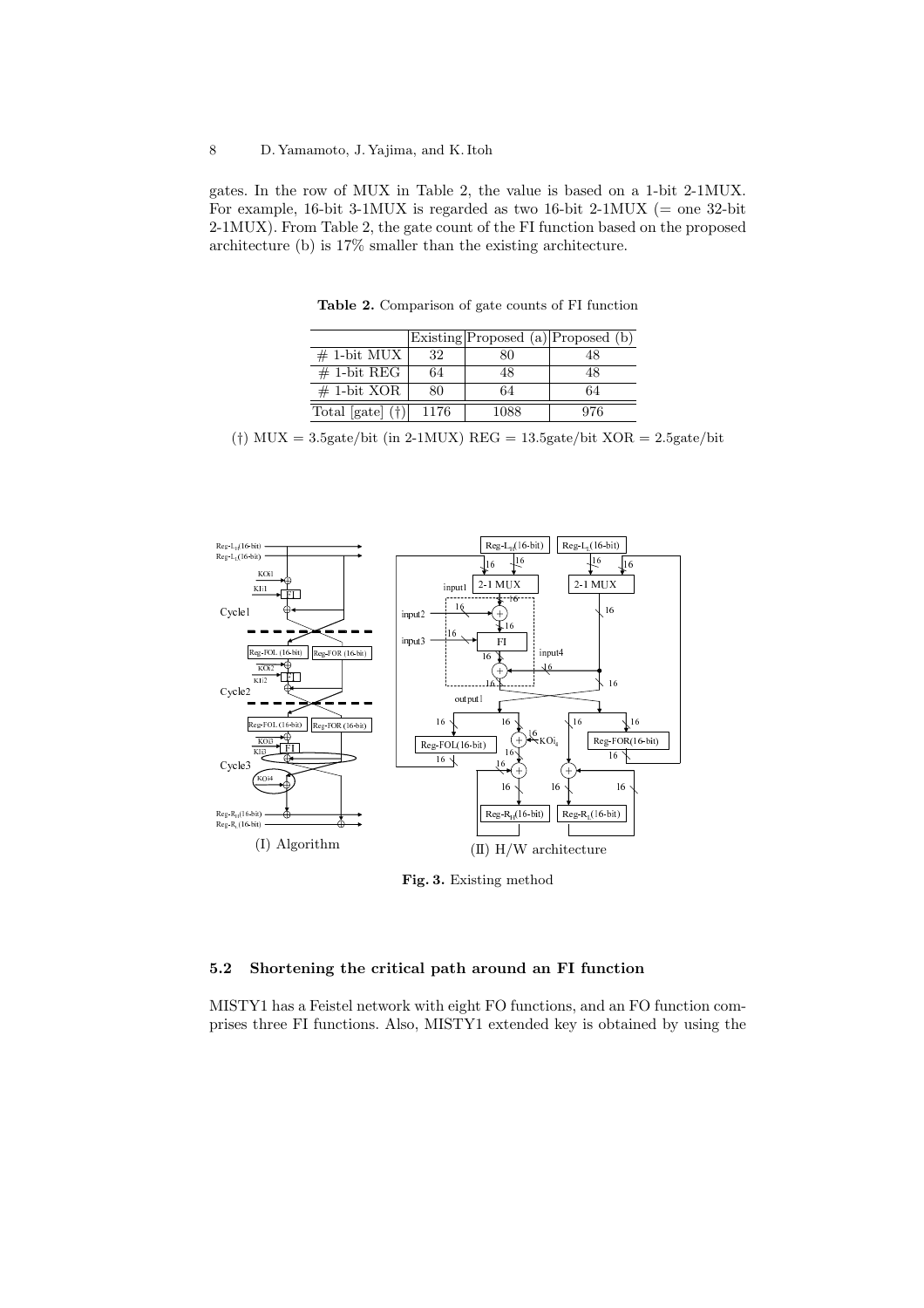gates. In the row of MUX in Table 2, the value is based on a 1-bit 2-1MUX. For example, 16-bit 3-1MUX is regarded as two 16-bit 2-1MUX (= one 32-bit 2-1MUX). From Table 2, the gate count of the FI function based on the proposed architecture (b) is 17% smaller than the existing architecture.

**Table 2.** Comparison of gate counts of FI function

| | Existing | Proposed (a) | Proposed (b) |
|---|---|---|---|
| # 1-bit MUX | 32 | 80 | 48 |
| # 1-bit REG | 64 | 48 | 48 |
| # 1-bit XOR | 80 | 64 | 64 |
| Total [gate] (†) | 1176 | 1088 | 976 |

(†) MUX = 3.5gate/bit (in 2-1MUX) REG = 13.5gate/bit XOR = 2.5gate/bit

**Fig. 3.** Existing method

### 5.2 Shortening the critical path around an FI function

MISTY1 has a Feistel network with eight FO functions, and an FO function comprises three FI functions. Also, MISTY1 extended key is obtained by using the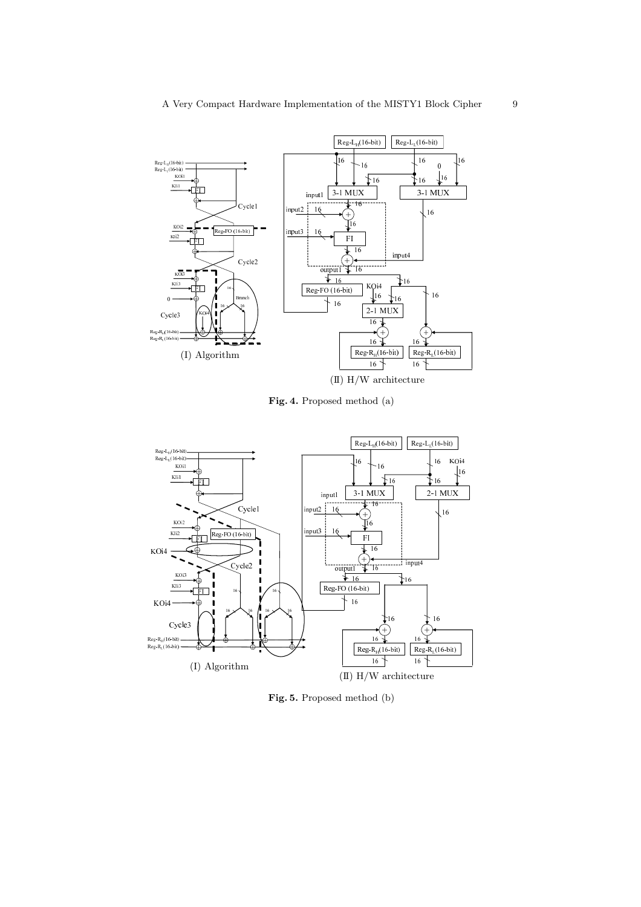**Fig. 4.** Proposed method (a)

**Fig. 5.** Proposed method (b)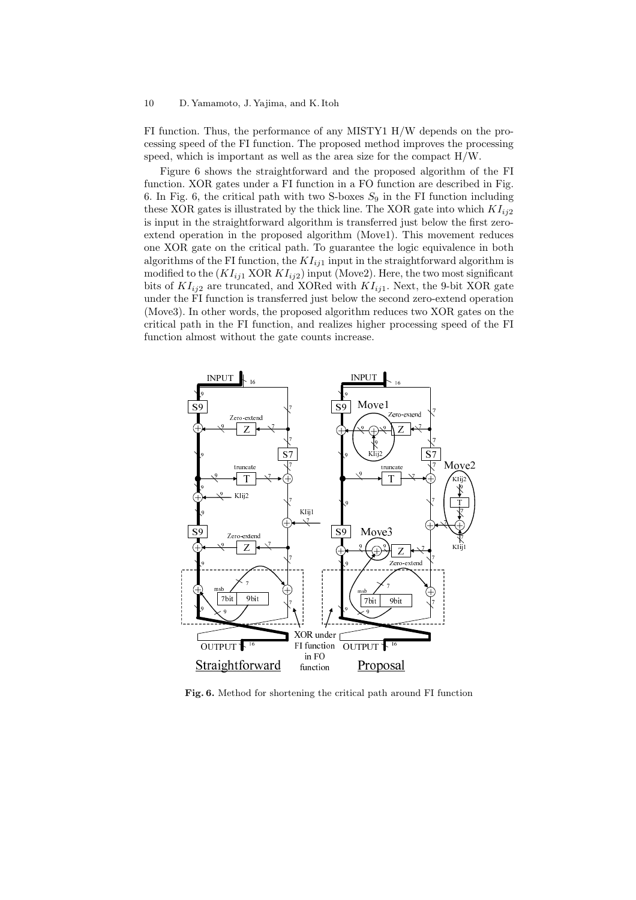FI function. Thus, the performance of any MISTY1 H/W depends on the processing speed of the FI function. The proposed method improves the processing speed, which is important as well as the area size for the compact H/W.

Figure 6 shows the straightforward and the proposed algorithm of the FI function. XOR gates under a FI function in a FO function are described in Fig. 6. In Fig. 6, the critical path with two S-boxes $S_9$ in the FI function including these XOR gates is illustrated by the thick line. The XOR gate into which $KI_{ij2}$ is input in the straightforward algorithm is transferred just below the first zero-extend operation in the proposed algorithm (Move1). This movement reduces one XOR gate on the critical path. To guarantee the logic equivalence in both algorithms of the FI function, the $KI_{ij1}$ input in the straightforward algorithm is modified to the ($KI_{ij1}$ XOR $KI_{ij2}$) input (Move2). Here, the two most significant bits of $KI_{ij2}$ are truncated, and XORed with $KI_{ij1}$. Next, the 9-bit XOR gate under the FI function is transferred just below the second zero-extend operation (Move3). In other words, the proposed algorithm reduces two XOR gates on the critical path in the FI function, and realizes higher processing speed of the FI function almost without the gate counts increase.

**Fig. 6.** Method for shortening the critical path around FI function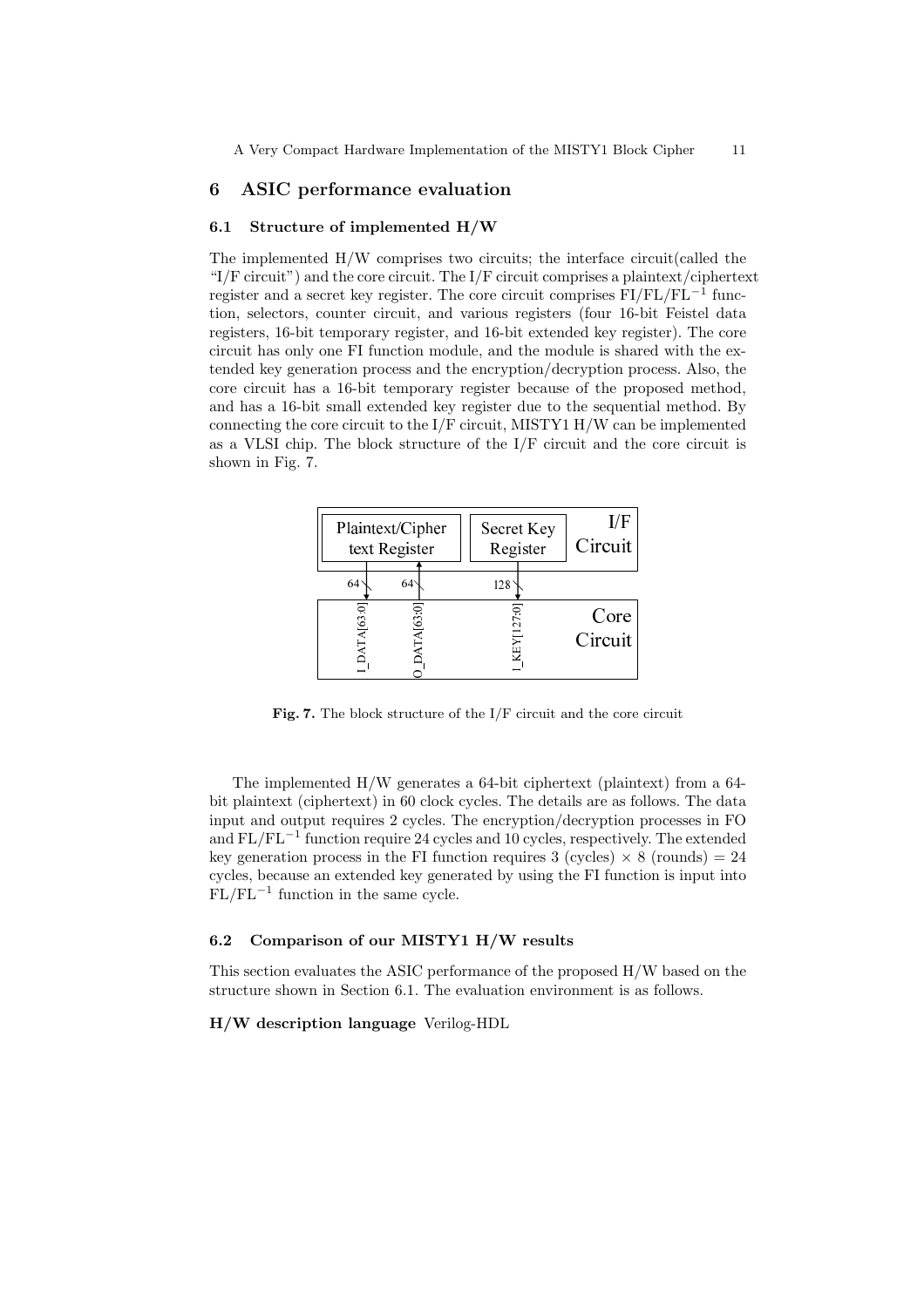## 6 ASIC performance evaluation

### 6.1 Structure of implemented H/W

The implemented H/W comprises two circuits; the interface circuit(called the "I/F circuit") and the core circuit. The I/F circuit comprises a plaintext/ciphertext register and a secret key register. The core circuit comprises FI/FL/$\mathrm{FL}^{-1}$ function, selectors, counter circuit, and various registers (four 16-bit Feistel data registers, 16-bit temporary register, and 16-bit extended key register). The core circuit has only one FI function module, and the module is shared with the extended key generation process and the encryption/decryption process. Also, the core circuit has a 16-bit temporary register because of the proposed method, and has a 16-bit small extended key register due to the sequential method. By connecting the core circuit to the I/F circuit, MISTY1 H/W can be implemented as a VLSI chip. The block structure of the I/F circuit and the core circuit is shown in Fig. 7.

**Fig. 7.** The block structure of the I/F circuit and the core circuit

The implemented H/W generates a 64-bit ciphertext (plaintext) from a 64-bit plaintext (ciphertext) in 60 clock cycles. The details are as follows. The data input and output requires 2 cycles. The encryption/decryption processes in FO and FL/$\mathrm{FL}^{-1}$ function require 24 cycles and 10 cycles, respectively. The extended key generation process in the FI function requires 3 (cycles) $\times$ 8 (rounds) = 24 cycles, because an extended key generated by using the FI function is input into FL/$\mathrm{FL}^{-1}$ function in the same cycle.

### 6.2 Comparison of our MISTY1 H/W results

This section evaluates the ASIC performance of the proposed H/W based on the structure shown in Section 6.1. The evaluation environment is as follows.

**H/W description language** Verilog-HDL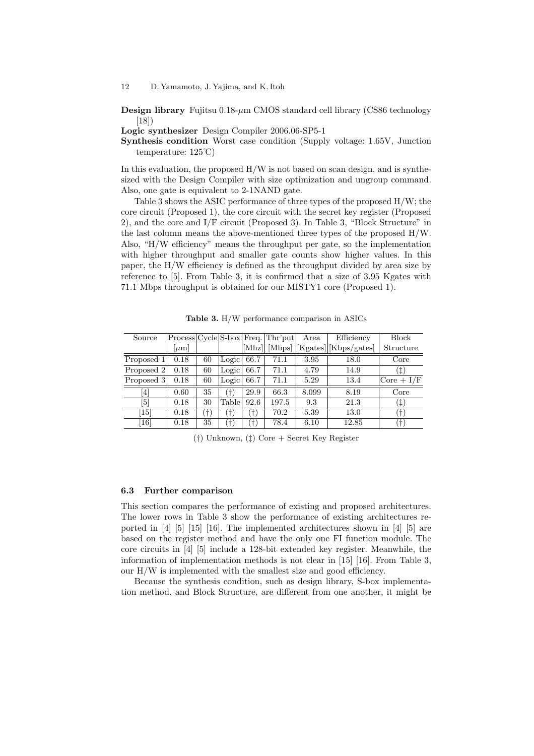**Design library** Fujitsu 0.18-$\mu$m CMOS standard cell library (CS86 technology [18])

**Logic synthesizer** Design Compiler 2006.06-SP5-1

**Synthesis condition** Worst case condition (Supply voltage: 1.65V, Junction temperature: 125℃)

In this evaluation, the proposed H/W is not based on scan design, and is synthesized with the Design Compiler with size optimization and ungroup command. Also, one gate is equivalent to 2-1NAND gate.

Table 3 shows the ASIC performance of three types of the proposed H/W; the core circuit (Proposed 1), the core circuit with the secret key register (Proposed 2), and the core and I/F circuit (Proposed 3). In Table 3, "Block Structure" in the last column means the above-mentioned three types of the proposed H/W. Also, "H/W efficiency" means the throughput per gate, so the implementation with higher throughput and smaller gate counts show higher values. In this paper, the H/W efficiency is defined as the throughput divided by area size by reference to [5]. From Table 3, it is confirmed that a size of 3.95 Kgates with 71.1 Mbps throughput is obtained for our MISTY1 core (Proposed 1).

**Table 3.** H/W performance comparison in ASICs

| Source | Process [$\mu$m] | Cycle | S-box | Freq. [Mhz] | Thr'put [Mbps] | Area [Kgates] | Efficiency [Kbps/gates] | Block Structure |
|---|---|---|---|---|---|---|---|---|
| Proposed 1 | 0.18 | 60 | Logic | 66.7 | 71.1 | 3.95 | 18.0 | Core |
| Proposed 2 | 0.18 | 60 | Logic | 66.7 | 71.1 | 4.79 | 14.9 | (‡) |
| Proposed 3 | 0.18 | 60 | Logic | 66.7 | 71.1 | 5.29 | 13.4 | Core + I/F |
| [4] | 0.60 | 35 | (†) | 29.9 | 66.3 | 8.099 | 8.19 | Core |
| [5] | 0.18 | 30 | Table | 92.6 | 197.5 | 9.3 | 21.3 | (‡) |
| [15] | 0.18 | (†) | (†) | (†) | 70.2 | 5.39 | 13.0 | (†) |
| [16] | 0.18 | 35 | (†) | (†) | 78.4 | 6.10 | 12.85 | (†) |

(†) Unknown, (‡) Core + Secret Key Register

### 6.3 Further comparison

This section compares the performance of existing and proposed architectures. The lower rows in Table 3 show the performance of existing architectures reported in [4] [5] [15] [16]. The implemented architectures shown in [4] [5] are based on the register method and have the only one FI function module. The core circuits in [4] [5] include a 128-bit extended key register. Meanwhile, the information of implementation methods is not clear in [15] [16]. From Table 3, our H/W is implemented with the smallest size and good efficiency.

Because the synthesis condition, such as design library, S-box implementation method, and Block Structure, are different from one another, it might be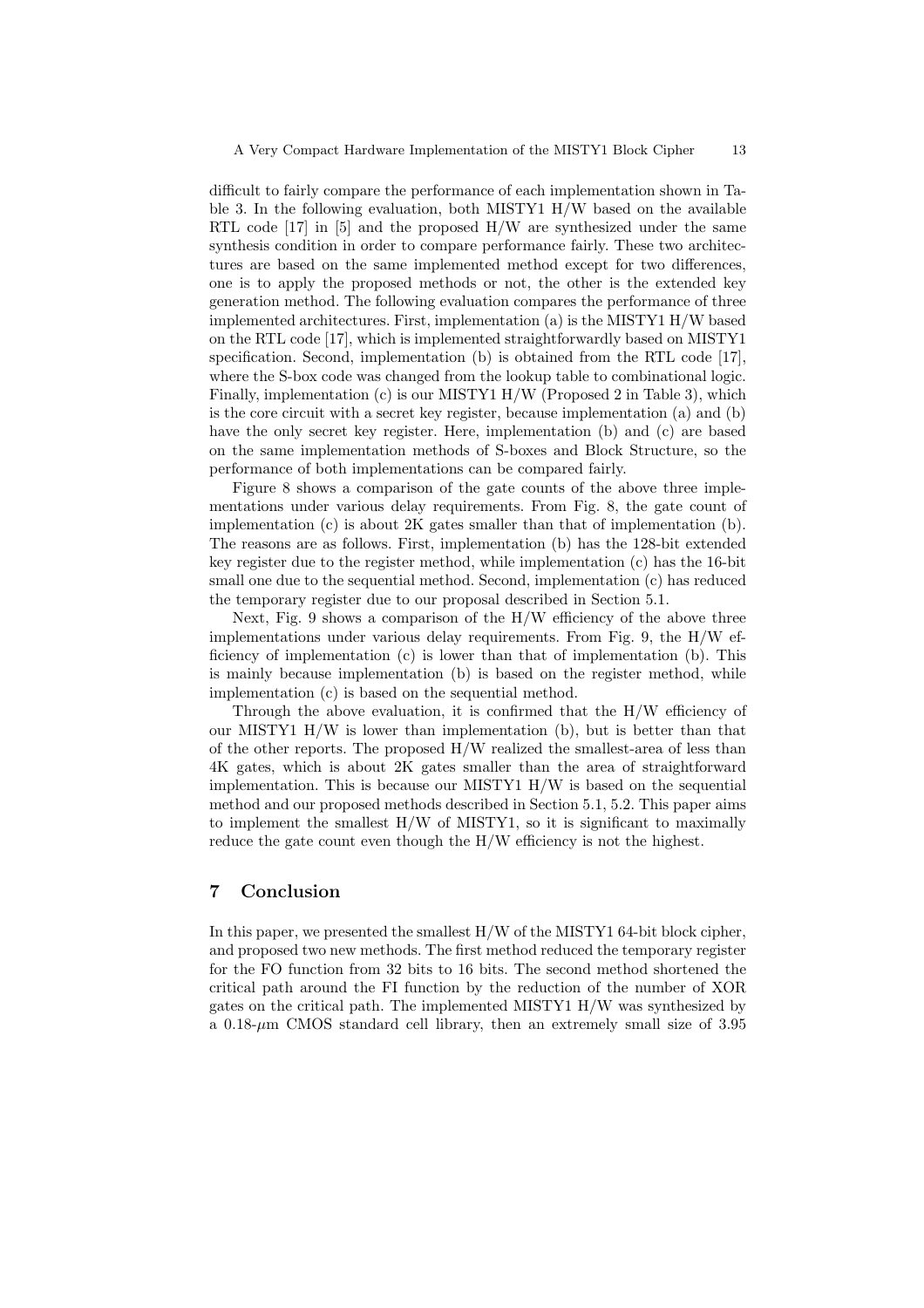difficult to fairly compare the performance of each implementation shown in Table 3. In the following evaluation, both MISTY1 H/W based on the available RTL code [17] in [5] and the proposed H/W are synthesized under the same synthesis condition in order to compare performance fairly. These two architectures are based on the same implemented method except for two differences, one is to apply the proposed methods or not, the other is the extended key generation method. The following evaluation compares the performance of three implemented architectures. First, implementation (a) is the MISTY1 H/W based on the RTL code [17], which is implemented straightforwardly based on MISTY1 specification. Second, implementation (b) is obtained from the RTL code [17], where the S-box code was changed from the lookup table to combinational logic. Finally, implementation (c) is our MISTY1 H/W (Proposed 2 in Table 3), which is the core circuit with a secret key register, because implementation (a) and (b) have the only secret key register. Here, implementation (b) and (c) are based on the same implementation methods of S-boxes and Block Structure, so the performance of both implementations can be compared fairly.

Figure 8 shows a comparison of the gate counts of the above three implementations under various delay requirements. From Fig. 8, the gate count of implementation (c) is about 2K gates smaller than that of implementation (b). The reasons are as follows. First, implementation (b) has the 128-bit extended key register due to the register method, while implementation (c) has the 16-bit small one due to the sequential method. Second, implementation (c) has reduced the temporary register due to our proposal described in Section 5.1.

Next, Fig. 9 shows a comparison of the H/W efficiency of the above three implementations under various delay requirements. From Fig. 9, the H/W efficiency of implementation (c) is lower than that of implementation (b). This is mainly because implementation (b) is based on the register method, while implementation (c) is based on the sequential method.

Through the above evaluation, it is confirmed that the H/W efficiency of our MISTY1 H/W is lower than implementation (b), but is better than that of the other reports. The proposed H/W realized the smallest-area of less than 4K gates, which is about 2K gates smaller than the area of straightforward implementation. This is because our MISTY1 H/W is based on the sequential method and our proposed methods described in Section 5.1, 5.2. This paper aims to implement the smallest H/W of MISTY1, so it is significant to maximally reduce the gate count even though the H/W efficiency is not the highest.

## 7 Conclusion

In this paper, we presented the smallest H/W of the MISTY1 64-bit block cipher, and proposed two new methods. The first method reduced the temporary register for the FO function from 32 bits to 16 bits. The second method shortened the critical path around the FI function by the reduction of the number of XOR gates on the critical path. The implemented MISTY1 H/W was synthesized by a 0.18-$\mu$m CMOS standard cell library, then an extremely small size of 3.95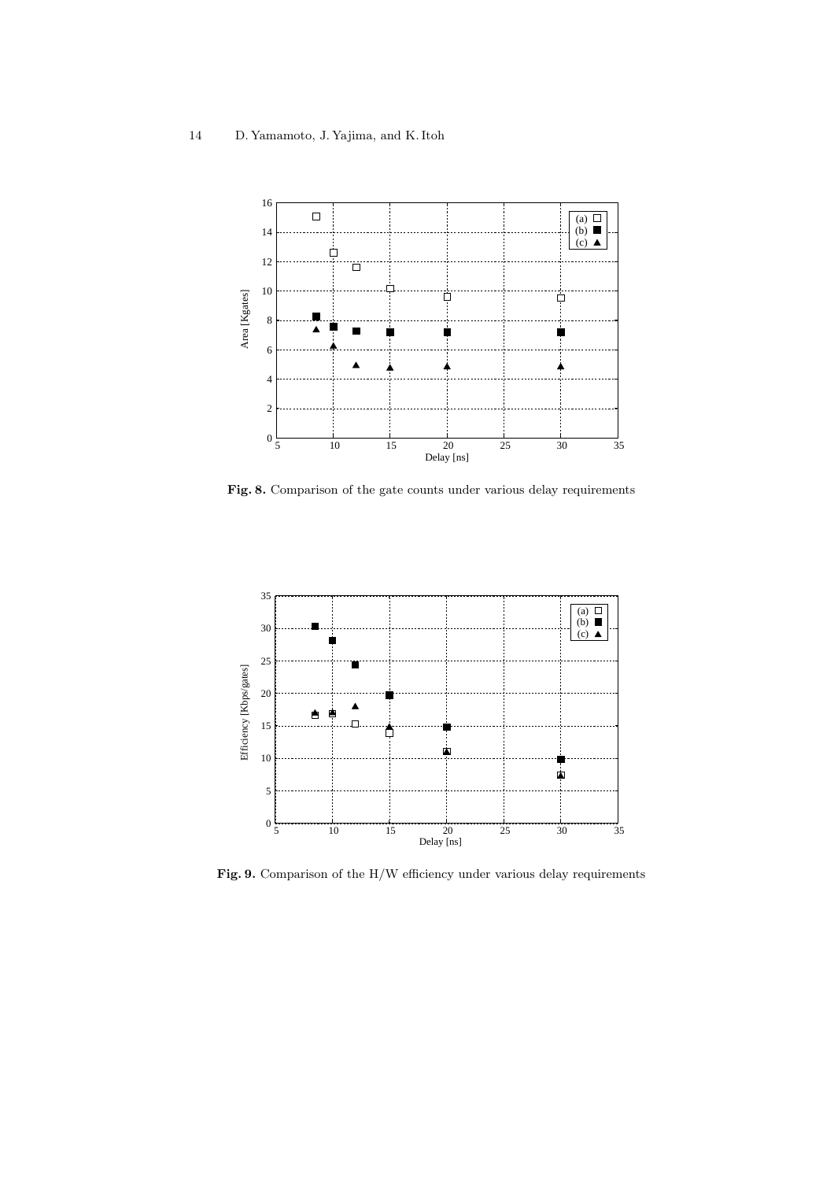**Fig. 8.** Comparison of the gate counts under various delay requirements

**Fig. 9.** Comparison of the H/W efficiency under various delay requirements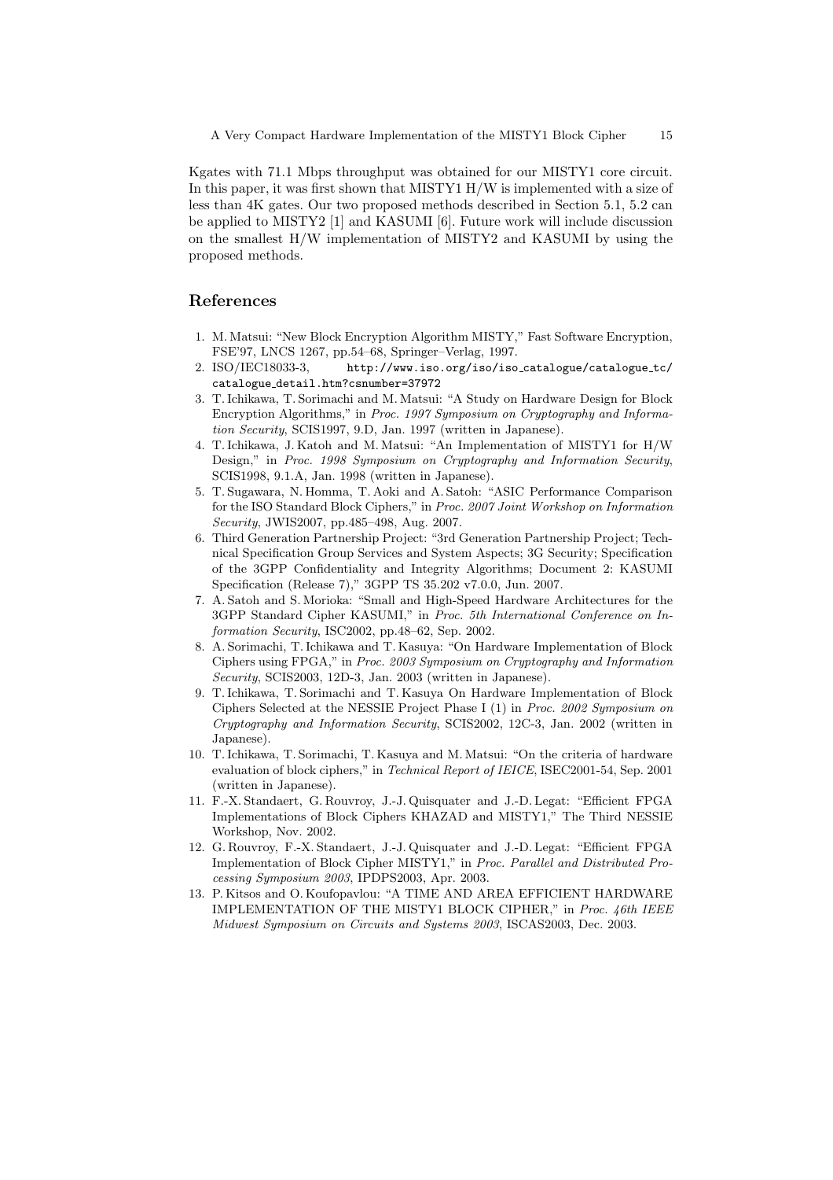Kgates with 71.1 Mbps throughput was obtained for our MISTY1 core circuit. In this paper, it was first shown that MISTY1 H/W is implemented with a size of less than 4K gates. Our two proposed methods described in Section 5.1, 5.2 can be applied to MISTY2 [1] and KASUMI [6]. Future work will include discussion on the smallest H/W implementation of MISTY2 and KASUMI by using the proposed methods.

## References

1. M. Matsui: "New Block Encryption Algorithm MISTY," Fast Software Encryption, FSE'97, LNCS 1267, pp.54–68, Springer–Verlag, 1997.
2. ISO/IEC18033-3, http://www.iso.org/iso/iso_catalogue/catalogue_tc/catalogue_detail.htm?csnumber=37972
3. T. Ichikawa, T. Sorimachi and M. Matsui: "A Study on Hardware Design for Block Encryption Algorithms," in *Proc. 1997 Symposium on Cryptography and Information Security*, SCIS1997, 9.D, Jan. 1997 (written in Japanese).
4. T. Ichikawa, J. Katoh and M. Matsui: "An Implementation of MISTY1 for H/W Design," in *Proc. 1998 Symposium on Cryptography and Information Security*, SCIS1998, 9.1.A, Jan. 1998 (written in Japanese).
5. T. Sugawara, N. Homma, T. Aoki and A. Satoh: "ASIC Performance Comparison for the ISO Standard Block Ciphers," in *Proc. 2007 Joint Workshop on Information Security*, JWIS2007, pp.485–498, Aug. 2007.
6. Third Generation Partnership Project: "3rd Generation Partnership Project; Technical Specification Group Services and System Aspects; 3G Security; Specification of the 3GPP Confidentiality and Integrity Algorithms; Document 2: KASUMI Specification (Release 7)," 3GPP TS 35.202 v7.0.0, Jun. 2007.
7. A. Satoh and S. Morioka: "Small and High-Speed Hardware Architectures for the 3GPP Standard Cipher KASUMI," in *Proc. 5th International Conference on Information Security*, ISC2002, pp.48–62, Sep. 2002.
8. A. Sorimachi, T. Ichikawa and T. Kasuya: "On Hardware Implementation of Block Ciphers using FPGA," in *Proc. 2003 Symposium on Cryptography and Information Security*, SCIS2003, 12D-3, Jan. 2003 (written in Japanese).
9. T. Ichikawa, T. Sorimachi and T. Kasuya On Hardware Implementation of Block Ciphers Selected at the NESSIE Project Phase I (1) in *Proc. 2002 Symposium on Cryptography and Information Security*, SCIS2002, 12C-3, Jan. 2002 (written in Japanese).
10. T. Ichikawa, T. Sorimachi, T. Kasuya and M. Matsui: "On the criteria of hardware evaluation of block ciphers," in *Technical Report of IEICE*, ISEC2001-54, Sep. 2001 (written in Japanese).
11. F.-X. Standaert, G. Rouvroy, J.-J. Quisquater and J.-D. Legat: "Efficient FPGA Implementations of Block Ciphers KHAZAD and MISTY1," The Third NESSIE Workshop, Nov. 2002.
12. G. Rouvroy, F.-X. Standaert, J.-J. Quisquater and J.-D. Legat: "Efficient FPGA Implementation of Block Cipher MISTY1," in *Proc. Parallel and Distributed Processing Symposium 2003*, IPDPS2003, Apr. 2003.
13. P. Kitsos and O. Koufopavlou: "A TIME AND AREA EFFICIENT HARDWARE IMPLEMENTATION OF THE MISTY1 BLOCK CIPHER," in *Proc. 46th IEEE Midwest Symposium on Circuits and Systems 2003*, ISCAS2003, Dec. 2003.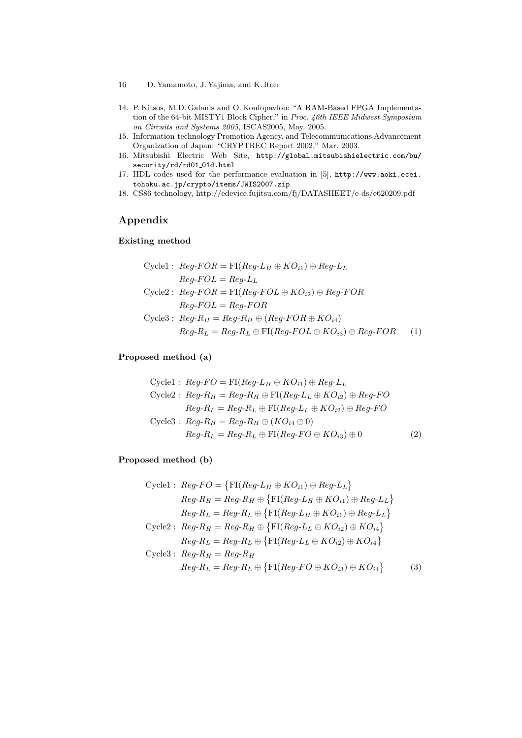14. P. Kitsos, M.D. Galanis and O. Koufopavlou: "A RAM-Based FPGA Implementation of the 64-bit MISTY1 Block Cipher," in *Proc. 46th IEEE Midwest Symposium on Circuits and Systems 2005*, ISCAS2005, May. 2005.
15. Information-technology Promotion Agency, and Telecommunications Advancement Organization of Japan: "CRYPTREC Report 2002," Mar. 2003.
16. Mitsubishi Electric Web Site, `http://global.mitsubishielectric.com/bu/security/rd/rd01_01d.html`
17. HDL codes used for the performance evaluation in [5], `http://www.aoki.ecei.tohoku.ac.jp/crypto/items/JWIS2007.zip`
18. CS86 technology, http://edevice.fujitsu.com/fj/DATASHEET/e-ds/e620209.pdf

## Appendix

### Existing method

$$
\begin{aligned}
\text{Cycle1}: \ & \textit{Reg-FOR} = \mathrm{FI}(\textit{Reg-L}_H \oplus KO_{i1}) \oplus \textit{Reg-L}_L \\
& \textit{Reg-FOL} = \textit{Reg-L}_L \\
\text{Cycle2}: \ & \textit{Reg-FOR} = \mathrm{FI}(\textit{Reg-FOL} \oplus KO_{i2}) \oplus \textit{Reg-FOR} \\
& \textit{Reg-FOL} = \textit{Reg-FOR} \\
\text{Cycle3}: \ & \textit{Reg-R}_H = \textit{Reg-R}_H \oplus (\textit{Reg-FOR} \oplus KO_{i4}) \\
& \textit{Reg-R}_L = \textit{Reg-R}_L \oplus \mathrm{FI}(\textit{Reg-FOL} \oplus KO_{i3}) \oplus \textit{Reg-FOR}
\end{aligned} \tag{1}
$$

### Proposed method (a)

$$
\begin{aligned}
\text{Cycle1}: \ & \textit{Reg-FO} = \mathrm{FI}(\textit{Reg-L}_H \oplus KO_{i1}) \oplus \textit{Reg-L}_L \\
\text{Cycle2}: \ & \textit{Reg-R}_H = \textit{Reg-R}_H \oplus \mathrm{FI}(\textit{Reg-L}_L \oplus KO_{i2}) \oplus \textit{Reg-FO} \\
& \textit{Reg-R}_L = \textit{Reg-R}_L \oplus \mathrm{FI}(\textit{Reg-L}_L \oplus KO_{i2}) \oplus \textit{Reg-FO} \\
\text{Cycle3}: \ & \textit{Reg-R}_H = \textit{Reg-R}_H \oplus (KO_{i4} \oplus 0) \\
& \textit{Reg-R}_L = \textit{Reg-R}_L \oplus \mathrm{FI}(\textit{Reg-FO} \oplus KO_{i3}) \oplus 0
\end{aligned} \tag{2}
$$

### Proposed method (b)

$$
\begin{aligned}
\text{Cycle1}: \ & \textit{Reg-FO} = \left\{\mathrm{FI}(\textit{Reg-L}_H \oplus KO_{i1}) \oplus \textit{Reg-L}_L\right\} \\
& \textit{Reg-R}_H = \textit{Reg-R}_H \oplus \left\{\mathrm{FI}(\textit{Reg-L}_H \oplus KO_{i1}) \oplus \textit{Reg-L}_L\right\} \\
& \textit{Reg-R}_L = \textit{Reg-R}_L \oplus \left\{\mathrm{FI}(\textit{Reg-L}_H \oplus KO_{i1}) \oplus \textit{Reg-L}_L\right\} \\
\text{Cycle2}: \ & \textit{Reg-R}_H = \textit{Reg-R}_H \oplus \left\{\mathrm{FI}(\textit{Reg-L}_L \oplus KO_{i2}) \oplus KO_{i4}\right\} \\
& \textit{Reg-R}_L = \textit{Reg-R}_L \oplus \left\{\mathrm{FI}(\textit{Reg-L}_L \oplus KO_{i2}) \oplus KO_{i4}\right\} \\
\text{Cycle3}: \ & \textit{Reg-R}_H = \textit{Reg-R}_H \\
& \textit{Reg-R}_L = \textit{Reg-R}_L \oplus \left\{\mathrm{FI}(\textit{Reg-FO} \oplus KO_{i3}) \oplus KO_{i4}\right\}
\end{aligned} \tag{3}
$$